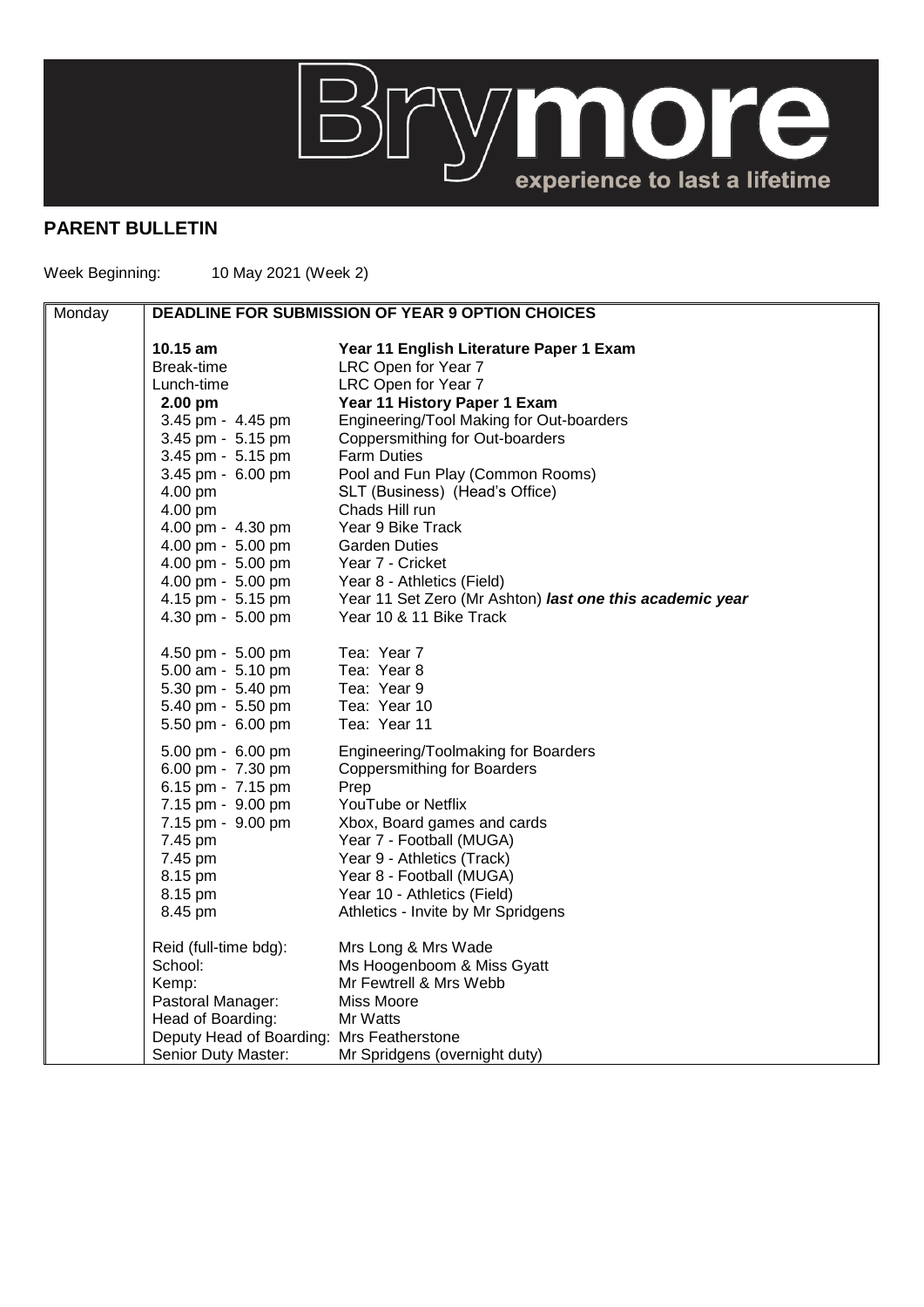Brymore — experience to last a lifetime

## PARENT BULLETIN

Week Beginning: 10 May 2021 (Week 2)

| Monday | **DEADLINE FOR SUBMISSION OF YEAR 9 OPTION CHOICES** | |
|---|---|---|
| | **10.15 am** | **Year 11 English Literature Paper 1 Exam** |
| | Break-time | LRC Open for Year 7 |
| | Lunch-time | LRC Open for Year 7 |
| | **2.00 pm** | **Year 11 History Paper 1 Exam** |
| | 3.45 pm - 4.45 pm | Engineering/Tool Making for Out-boarders |
| | 3.45 pm - 5.15 pm | Coppersmithing for Out-boarders |
| | 3.45 pm - 5.15 pm | Farm Duties |
| | 3.45 pm - 6.00 pm | Pool and Fun Play (Common Rooms) |
| | 4.00 pm | SLT (Business) (Head's Office) |
| | 4.00 pm | Chads Hill run |
| | 4.00 pm - 4.30 pm | Year 9 Bike Track |
| | 4.00 pm - 5.00 pm | Garden Duties |
| | 4.00 pm - 5.00 pm | Year 7 - Cricket |
| | 4.00 pm - 5.00 pm | Year 8 - Athletics (Field) |
| | 4.15 pm - 5.15 pm | Year 11 Set Zero (Mr Ashton) ***last one this academic year*** |
| | 4.30 pm - 5.00 pm | Year 10 & 11 Bike Track |
| | 4.50 pm - 5.00 pm | Tea: Year 7 |
| | 5.00 am - 5.10 pm | Tea: Year 8 |
| | 5.30 pm - 5.40 pm | Tea: Year 9 |
| | 5.40 pm - 5.50 pm | Tea: Year 10 |
| | 5.50 pm - 6.00 pm | Tea: Year 11 |
| | 5.00 pm - 6.00 pm | Engineering/Toolmaking for Boarders |
| | 6.00 pm - 7.30 pm | Coppersmithing for Boarders |
| | 6.15 pm - 7.15 pm | Prep |
| | 7.15 pm - 9.00 pm | YouTube or Netflix |
| | 7.15 pm - 9.00 pm | Xbox, Board games and cards |
| | 7.45 pm | Year 7 - Football (MUGA) |
| | 7.45 pm | Year 9 - Athletics (Track) |
| | 8.15 pm | Year 8 - Football (MUGA) |
| | 8.15 pm | Year 10 - Athletics (Field) |
| | 8.45 pm | Athletics - Invite by Mr Spridgens |
| | Reid (full-time bdg): | Mrs Long & Mrs Wade |
| | School: | Ms Hoogenboom & Miss Gyatt |
| | Kemp: | Mr Fewtrell & Mrs Webb |
| | Pastoral Manager: | Miss Moore |
| | Head of Boarding: | Mr Watts |
| | Deputy Head of Boarding: | Mrs Featherstone |
| | Senior Duty Master: | Mr Spridgens (overnight duty) |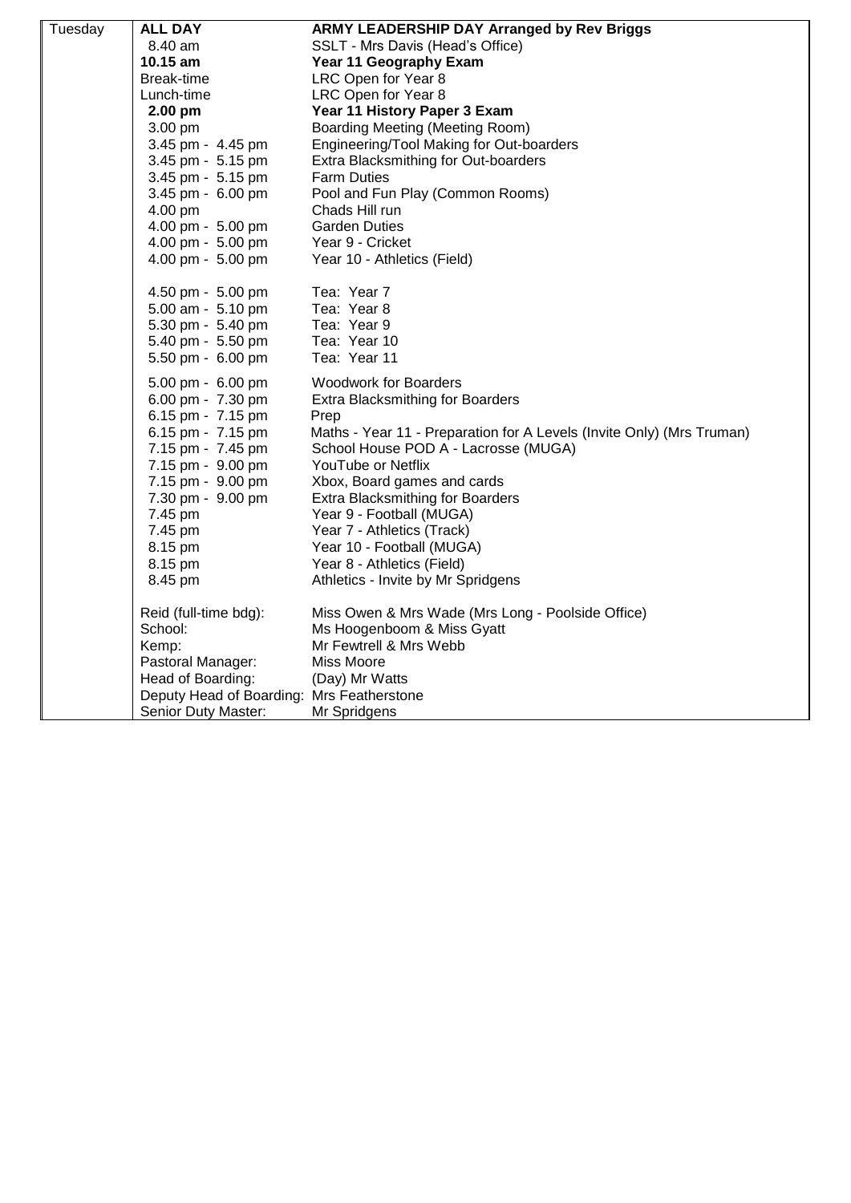| Tuesday | **ALL DAY** | **ARMY LEADERSHIP DAY Arranged by Rev Briggs** |
|---|---|---|
| | 8.40 am | SSLT - Mrs Davis (Head's Office) |
| | **10.15 am** | **Year 11 Geography Exam** |
| | Break-time | LRC Open for Year 8 |
| | Lunch-time | LRC Open for Year 8 |
| | **2.00 pm** | **Year 11 History Paper 3 Exam** |
| | 3.00 pm | Boarding Meeting (Meeting Room) |
| | 3.45 pm - 4.45 pm | Engineering/Tool Making for Out-boarders |
| | 3.45 pm - 5.15 pm | Extra Blacksmithing for Out-boarders |
| | 3.45 pm - 5.15 pm | Farm Duties |
| | 3.45 pm - 6.00 pm | Pool and Fun Play (Common Rooms) |
| | 4.00 pm | Chads Hill run |
| | 4.00 pm - 5.00 pm | Garden Duties |
| | 4.00 pm - 5.00 pm | Year 9 - Cricket |
| | 4.00 pm - 5.00 pm | Year 10 - Athletics (Field) |
| | 4.50 pm - 5.00 pm | Tea: Year 7 |
| | 5.00 am - 5.10 pm | Tea: Year 8 |
| | 5.30 pm - 5.40 pm | Tea: Year 9 |
| | 5.40 pm - 5.50 pm | Tea: Year 10 |
| | 5.50 pm - 6.00 pm | Tea: Year 11 |
| | 5.00 pm - 6.00 pm | Woodwork for Boarders |
| | 6.00 pm - 7.30 pm | Extra Blacksmithing for Boarders |
| | 6.15 pm - 7.15 pm | Prep |
| | 6.15 pm - 7.15 pm | Maths - Year 11 - Preparation for A Levels (Invite Only) (Mrs Truman) |
| | 7.15 pm - 7.45 pm | School House POD A - Lacrosse (MUGA) |
| | 7.15 pm - 9.00 pm | YouTube or Netflix |
| | 7.15 pm - 9.00 pm | Xbox, Board games and cards |
| | 7.30 pm - 9.00 pm | Extra Blacksmithing for Boarders |
| | 7.45 pm | Year 9 - Football (MUGA) |
| | 7.45 pm | Year 7 - Athletics (Track) |
| | 8.15 pm | Year 10 - Football (MUGA) |
| | 8.15 pm | Year 8 - Athletics (Field) |
| | 8.45 pm | Athletics - Invite by Mr Spridgens |
| | Reid (full-time bdg): | Miss Owen & Mrs Wade (Mrs Long - Poolside Office) |
| | School: | Ms Hoogenboom & Miss Gyatt |
| | Kemp: | Mr Fewtrell & Mrs Webb |
| | Pastoral Manager: | Miss Moore |
| | Head of Boarding: | (Day) Mr Watts |
| | Deputy Head of Boarding: | Mrs Featherstone |
| | Senior Duty Master: | Mr Spridgens |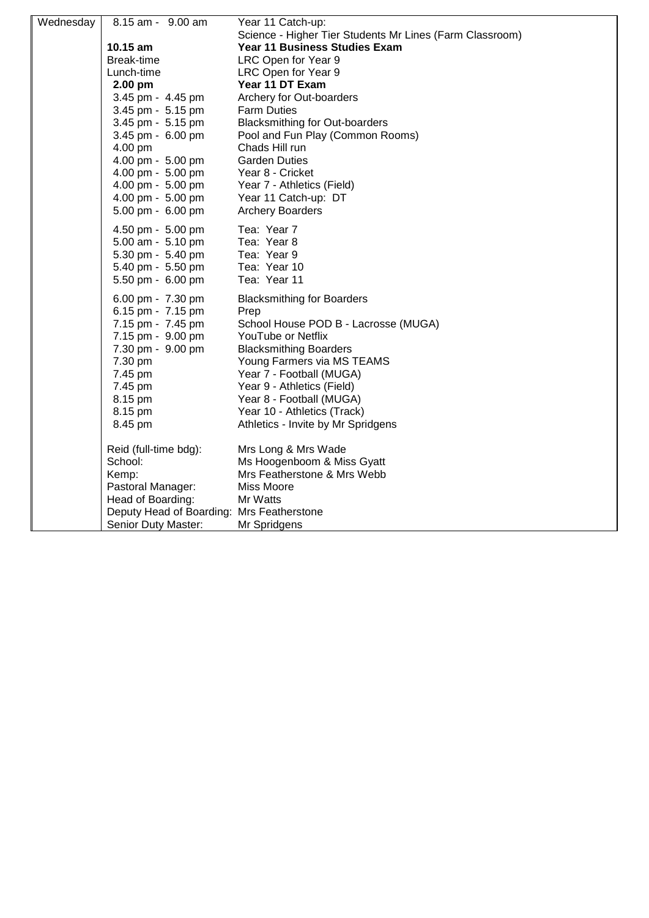| Wednesday | | |
|---|---|---|
| | 8.15 am - 9.00 am | Year 11 Catch-up: Science - Higher Tier Students Mr Lines (Farm Classroom) |
| | **10.15 am** | **Year 11 Business Studies Exam** |
| | Break-time | LRC Open for Year 9 |
| | Lunch-time | LRC Open for Year 9 |
| | **2.00 pm** | **Year 11 DT Exam** |
| | 3.45 pm - 4.45 pm | Archery for Out-boarders |
| | 3.45 pm - 5.15 pm | Farm Duties |
| | 3.45 pm - 5.15 pm | Blacksmithing for Out-boarders |
| | 3.45 pm - 6.00 pm | Pool and Fun Play (Common Rooms) |
| | 4.00 pm | Chads Hill run |
| | 4.00 pm - 5.00 pm | Garden Duties |
| | 4.00 pm - 5.00 pm | Year 8 - Cricket |
| | 4.00 pm - 5.00 pm | Year 7 - Athletics (Field) |
| | 4.00 pm - 5.00 pm | Year 11 Catch-up: DT |
| | 5.00 pm - 6.00 pm | Archery Boarders |
| | 4.50 pm - 5.00 pm | Tea: Year 7 |
| | 5.00 am - 5.10 pm | Tea: Year 8 |
| | 5.30 pm - 5.40 pm | Tea: Year 9 |
| | 5.40 pm - 5.50 pm | Tea: Year 10 |
| | 5.50 pm - 6.00 pm | Tea: Year 11 |
| | 6.00 pm - 7.30 pm | Blacksmithing for Boarders |
| | 6.15 pm - 7.15 pm | Prep |
| | 7.15 pm - 7.45 pm | School House POD B - Lacrosse (MUGA) |
| | 7.15 pm - 9.00 pm | YouTube or Netflix |
| | 7.30 pm - 9.00 pm | Blacksmithing Boarders |
| | 7.30 pm | Young Farmers via MS TEAMS |
| | 7.45 pm | Year 7 - Football (MUGA) |
| | 7.45 pm | Year 9 - Athletics (Field) |
| | 8.15 pm | Year 8 - Football (MUGA) |
| | 8.15 pm | Year 10 - Athletics (Track) |
| | 8.45 pm | Athletics - Invite by Mr Spridgens |
| | Reid (full-time bdg): | Mrs Long & Mrs Wade |
| | School: | Ms Hoogenboom & Miss Gyatt |
| | Kemp: | Mrs Featherstone & Mrs Webb |
| | Pastoral Manager: | Miss Moore |
| | Head of Boarding: | Mr Watts |
| | Deputy Head of Boarding: | Mrs Featherstone |
| | Senior Duty Master: | Mr Spridgens |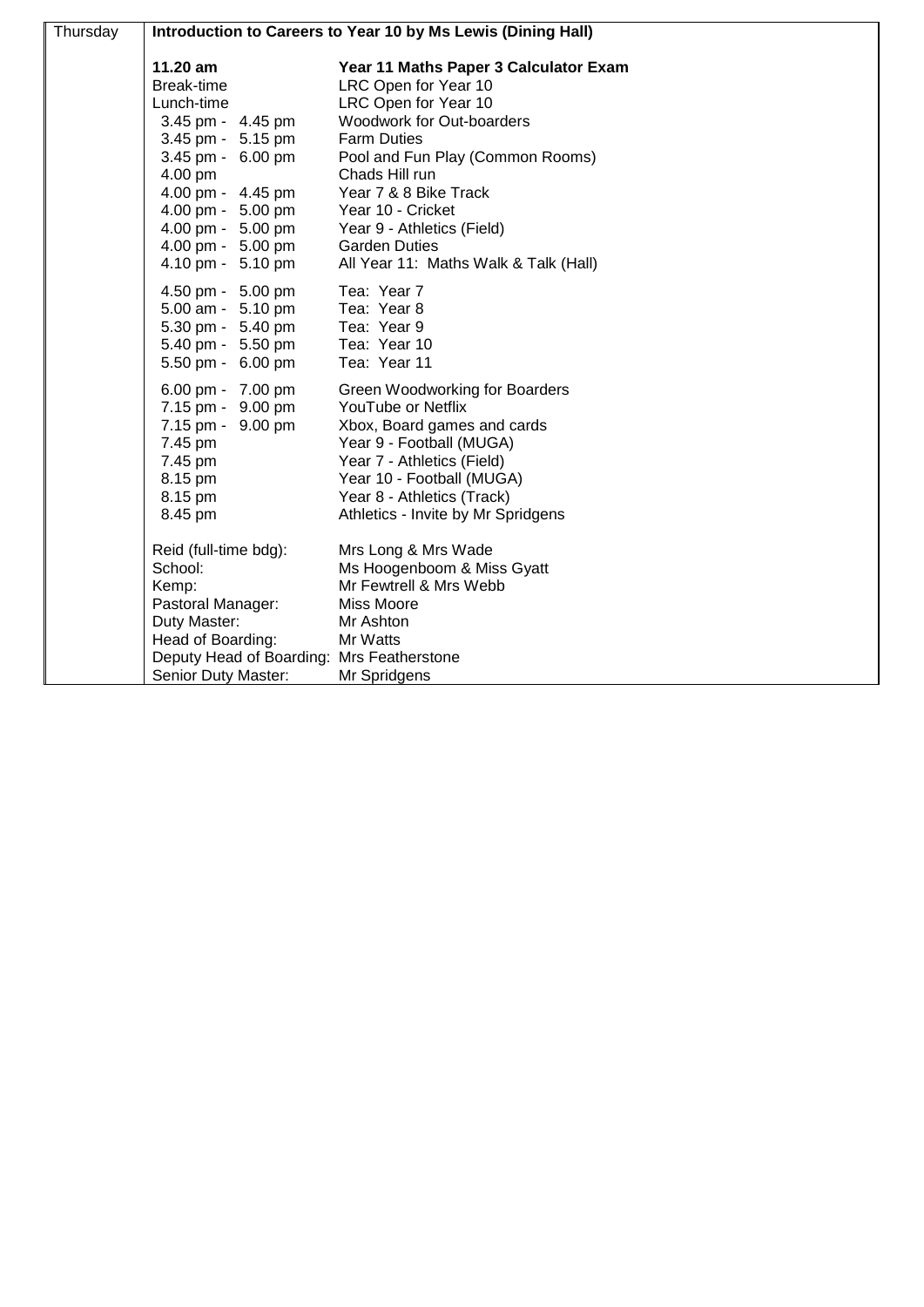| Thursday | **Introduction to Careers to Year 10 by Ms Lewis (Dining Hall)** |
|---|---|
| | **11.20 am** — **Year 11 Maths Paper 3 Calculator Exam** |
| | Break-time — LRC Open for Year 10 |
| | Lunch-time — LRC Open for Year 10 |
| | 3.45 pm - 4.45 pm — Woodwork for Out-boarders |
| | 3.45 pm - 5.15 pm — Farm Duties |
| | 3.45 pm - 6.00 pm — Pool and Fun Play (Common Rooms) |
| | 4.00 pm — Chads Hill run |
| | 4.00 pm - 4.45 pm — Year 7 & 8 Bike Track |
| | 4.00 pm - 5.00 pm — Year 10 - Cricket |
| | 4.00 pm - 5.00 pm — Year 9 - Athletics (Field) |
| | 4.00 pm - 5.00 pm — Garden Duties |
| | 4.10 pm - 5.10 pm — All Year 11: Maths Walk & Talk (Hall) |
| | 4.50 pm - 5.00 pm — Tea: Year 7 |
| | 5.00 am - 5.10 pm — Tea: Year 8 |
| | 5.30 pm - 5.40 pm — Tea: Year 9 |
| | 5.40 pm - 5.50 pm — Tea: Year 10 |
| | 5.50 pm - 6.00 pm — Tea: Year 11 |
| | 6.00 pm - 7.00 pm — Green Woodworking for Boarders |
| | 7.15 pm - 9.00 pm — YouTube or Netflix |
| | 7.15 pm - 9.00 pm — Xbox, Board games and cards |
| | 7.45 pm — Year 9 - Football (MUGA) |
| | 7.45 pm — Year 7 - Athletics (Field) |
| | 8.15 pm — Year 10 - Football (MUGA) |
| | 8.15 pm — Year 8 - Athletics (Track) |
| | 8.45 pm — Athletics - Invite by Mr Spridgens |
| | Reid (full-time bdg): Mrs Long & Mrs Wade |
| | School: Ms Hoogenboom & Miss Gyatt |
| | Kemp: Mr Fewtrell & Mrs Webb |
| | Pastoral Manager: Miss Moore |
| | Duty Master: Mr Ashton |
| | Head of Boarding: Mr Watts |
| | Deputy Head of Boarding: Mrs Featherstone |
| | Senior Duty Master: Mr Spridgens |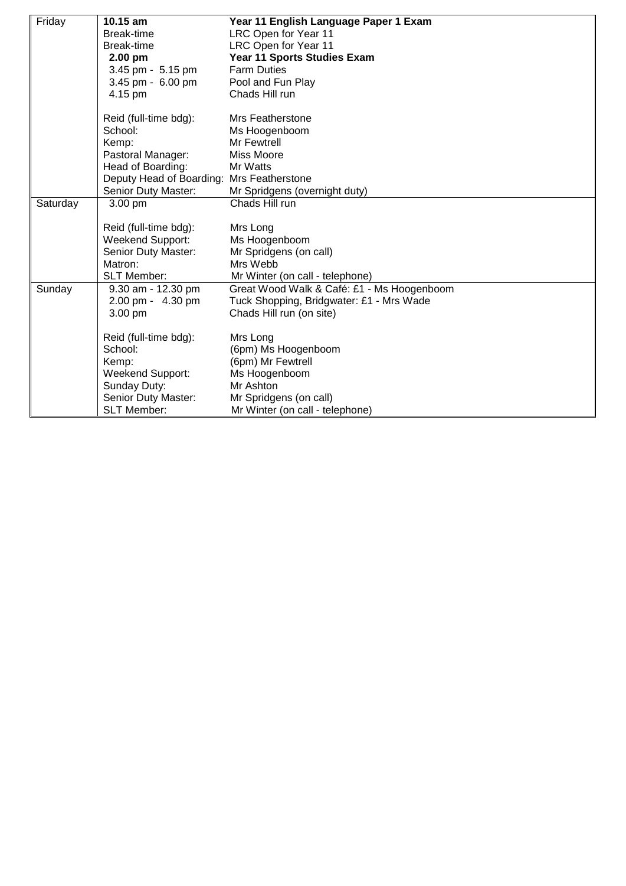| | | |
|---|---|---|
| Friday | **10.15 am** | **Year 11 English Language Paper 1 Exam** |
| | Break-time | LRC Open for Year 11 |
| | Break-time | LRC Open for Year 11 |
| | **2.00 pm** | **Year 11 Sports Studies Exam** |
| | 3.45 pm - 5.15 pm | Farm Duties |
| | 3.45 pm - 6.00 pm | Pool and Fun Play |
| | 4.15 pm | Chads Hill run |
| | | |
| | Reid (full-time bdg): | Mrs Featherstone |
| | School: | Ms Hoogenboom |
| | Kemp: | Mr Fewtrell |
| | Pastoral Manager: | Miss Moore |
| | Head of Boarding: | Mr Watts |
| | Deputy Head of Boarding: | Mrs Featherstone |
| | Senior Duty Master: | Mr Spridgens (overnight duty) |
| Saturday | 3.00 pm | Chads Hill run |
| | | |
| | Reid (full-time bdg): | Mrs Long |
| | Weekend Support: | Ms Hoogenboom |
| | Senior Duty Master: | Mr Spridgens (on call) |
| | Matron: | Mrs Webb |
| | SLT Member: | Mr Winter (on call - telephone) |
| Sunday | 9.30 am - 12.30 pm | Great Wood Walk & Café: £1 - Ms Hoogenboom |
| | 2.00 pm - 4.30 pm | Tuck Shopping, Bridgwater: £1 - Mrs Wade |
| | 3.00 pm | Chads Hill run (on site) |
| | | |
| | Reid (full-time bdg): | Mrs Long |
| | School: | (6pm) Ms Hoogenboom |
| | Kemp: | (6pm) Mr Fewtrell |
| | Weekend Support: | Ms Hoogenboom |
| | Sunday Duty: | Mr Ashton |
| | Senior Duty Master: | Mr Spridgens (on call) |
| | SLT Member: | Mr Winter (on call - telephone) |